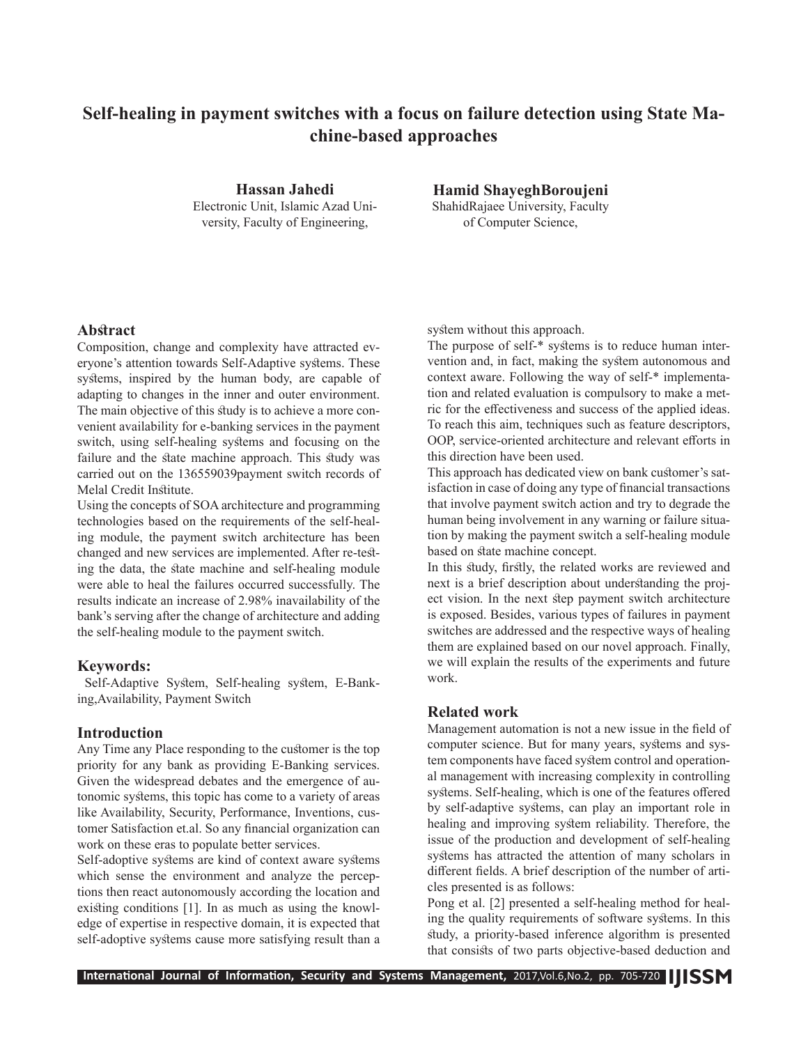# Self-healing in payment switches with a focus on failure detection using State Machine-based approaches

**Hassan Jahedi**
Electronic Unit, Islamic Azad University, Faculty of Engineering,

**Hamid ShayeghBoroujeni**
ShahidRajaee University, Faculty of Computer Science,

## Abstract

Composition, change and complexity have attracted everyone's attention towards Self-Adaptive systems. These systems, inspired by the human body, are capable of adapting to changes in the inner and outer environment. The main objective of this study is to achieve a more convenient availability for e-banking services in the payment switch, using self-healing systems and focusing on the failure and the state machine approach. This study was carried out on the 136559039payment switch records of Melal Credit Institute.

Using the concepts of SOA architecture and programming technologies based on the requirements of the self-healing module, the payment switch architecture has been changed and new services are implemented. After re-testing the data, the state machine and self-healing module were able to heal the failures occurred successfully. The results indicate an increase of 2.98% inavailability of the bank's serving after the change of architecture and adding the self-healing module to the payment switch.

## Keywords:

Self-Adaptive System, Self-healing system, E-Banking,Availability, Payment Switch

## Introduction

Any Time any Place responding to the customer is the top priority for any bank as providing E-Banking services. Given the widespread debates and the emergence of autonomic systems, this topic has come to a variety of areas like Availability, Security, Performance, Inventions, customer Satisfaction et.al. So any financial organization can work on these eras to populate better services.

Self-adoptive systems are kind of context aware systems which sense the environment and analyze the perceptions then react autonomously according the location and existing conditions [1]. In as much as using the knowledge of expertise in respective domain, it is expected that self-adoptive systems cause more satisfying result than a system without this approach.

The purpose of self-* systems is to reduce human intervention and, in fact, making the system autonomous and context aware. Following the way of self-* implementation and related evaluation is compulsory to make a metric for the effectiveness and success of the applied ideas. To reach this aim, techniques such as feature descriptors, OOP, service-oriented architecture and relevant efforts in this direction have been used.

This approach has dedicated view on bank customer's satisfaction in case of doing any type of financial transactions that involve payment switch action and try to degrade the human being involvement in any warning or failure situation by making the payment switch a self-healing module based on state machine concept.

In this study, firstly, the related works are reviewed and next is a brief description about understanding the project vision. In the next step payment switch architecture is exposed. Besides, various types of failures in payment switches are addressed and the respective ways of healing them are explained based on our novel approach. Finally, we will explain the results of the experiments and future work.

## Related work

Management automation is not a new issue in the field of computer science. But for many years, systems and system components have faced system control and operational management with increasing complexity in controlling systems. Self-healing, which is one of the features offered by self-adaptive systems, can play an important role in healing and improving system reliability. Therefore, the issue of the production and development of self-healing systems has attracted the attention of many scholars in different fields. A brief description of the number of articles presented is as follows:

Pong et al. [2] presented a self-healing method for healing the quality requirements of software systems. In this study, a priority-based inference algorithm is presented that consists of two parts objective-based deduction and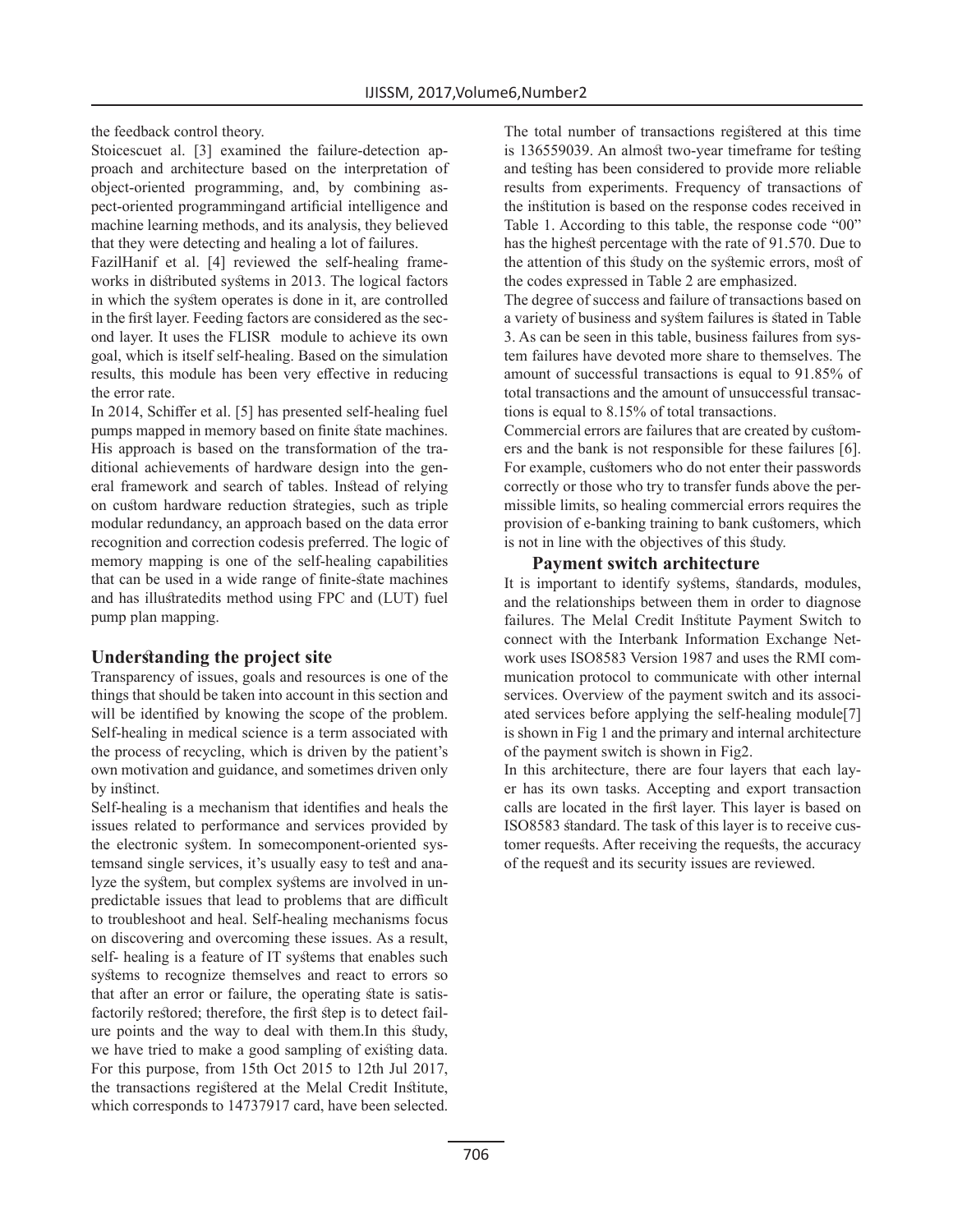the feedback control theory.

Stoicescuet al. [3] examined the failure-detection approach and architecture based on the interpretation of object-oriented programming, and, by combining aspect-oriented programmingand artificial intelligence and machine learning methods, and its analysis, they believed that they were detecting and healing a lot of failures.

FazilHanif et al. [4] reviewed the self-healing frameworks in distributed systems in 2013. The logical factors in which the system operates is done in it, are controlled in the first layer. Feeding factors are considered as the second layer. It uses the FLISR module to achieve its own goal, which is itself self-healing. Based on the simulation results, this module has been very effective in reducing the error rate.

In 2014, Schiffer et al. [5] has presented self-healing fuel pumps mapped in memory based on finite state machines. His approach is based on the transformation of the traditional achievements of hardware design into the general framework and search of tables. Instead of relying on custom hardware reduction strategies, such as triple modular redundancy, an approach based on the data error recognition and correction codesis preferred. The logic of memory mapping is one of the self-healing capabilities that can be used in a wide range of finite-state machines and has illustratedits method using FPC and (LUT) fuel pump plan mapping.

## Understanding the project site

Transparency of issues, goals and resources is one of the things that should be taken into account in this section and will be identified by knowing the scope of the problem. Self-healing in medical science is a term associated with the process of recycling, which is driven by the patient's own motivation and guidance, and sometimes driven only by instinct.

Self-healing is a mechanism that identifies and heals the issues related to performance and services provided by the electronic system. In somecomponent-oriented systemsand single services, it's usually easy to test and analyze the system, but complex systems are involved in unpredictable issues that lead to problems that are difficult to troubleshoot and heal. Self-healing mechanisms focus on discovering and overcoming these issues. As a result, self- healing is a feature of IT systems that enables such systems to recognize themselves and react to errors so that after an error or failure, the operating state is satisfactorily restored; therefore, the first step is to detect failure points and the way to deal with them.In this study, we have tried to make a good sampling of existing data. For this purpose, from 15th Oct 2015 to 12th Jul 2017, the transactions registered at the Melal Credit Institute, which corresponds to 14737917 card, have been selected. The total number of transactions registered at this time is 136559039. An almost two-year timeframe for testing and testing has been considered to provide more reliable results from experiments. Frequency of transactions of the institution is based on the response codes received in Table 1. According to this table, the response code "00" has the highest percentage with the rate of 91.570. Due to the attention of this study on the systemic errors, most of the codes expressed in Table 2 are emphasized.

The degree of success and failure of transactions based on a variety of business and system failures is stated in Table 3. As can be seen in this table, business failures from system failures have devoted more share to themselves. The amount of successful transactions is equal to 91.85% of total transactions and the amount of unsuccessful transactions is equal to 8.15% of total transactions.

Commercial errors are failures that are created by customers and the bank is not responsible for these failures [6]. For example, customers who do not enter their passwords correctly or those who try to transfer funds above the permissible limits, so healing commercial errors requires the provision of e-banking training to bank customers, which is not in line with the objectives of this study.

### Payment switch architecture

It is important to identify systems, standards, modules, and the relationships between them in order to diagnose failures. The Melal Credit Institute Payment Switch to connect with the Interbank Information Exchange Network uses ISO8583 Version 1987 and uses the RMI communication protocol to communicate with other internal services. Overview of the payment switch and its associated services before applying the self-healing module[7] is shown in Fig 1 and the primary and internal architecture of the payment switch is shown in Fig2.

In this architecture, there are four layers that each layer has its own tasks. Accepting and export transaction calls are located in the first layer. This layer is based on ISO8583 standard. The task of this layer is to receive customer requests. After receiving the requests, the accuracy of the request and its security issues are reviewed.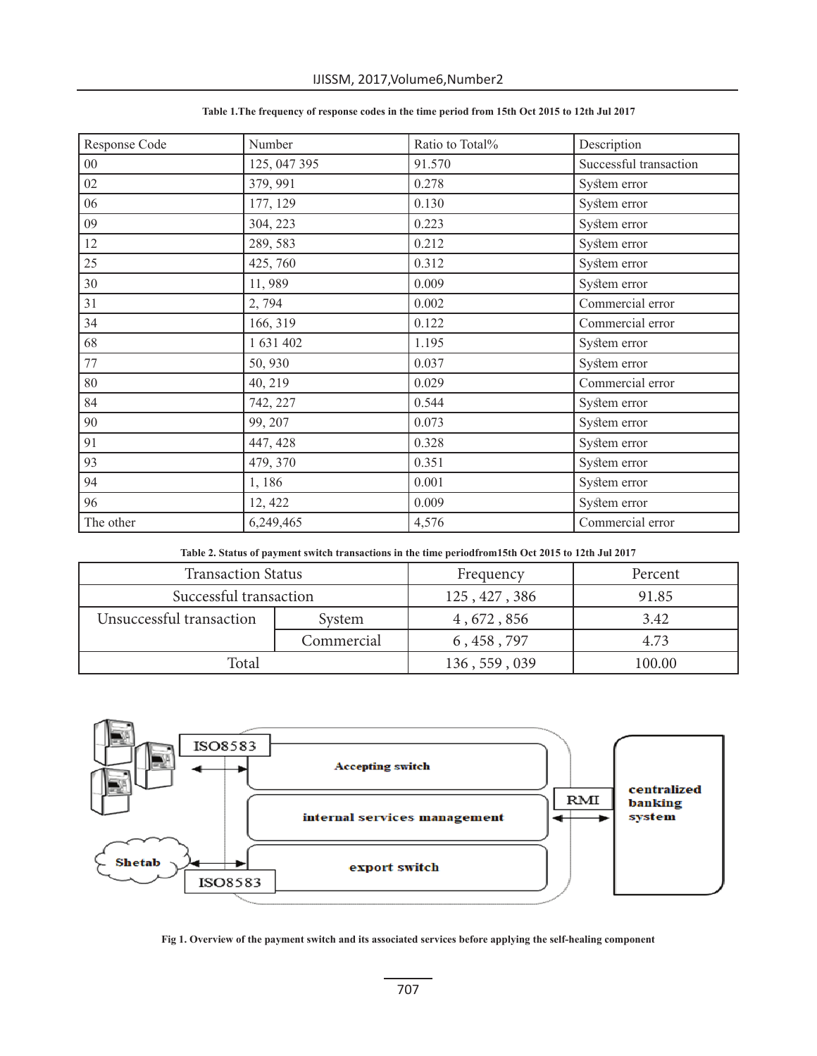**Table 1.The frequency of response codes in the time period from 15th Oct 2015 to 12th Jul 2017**

| Response Code | Number | Ratio to Total% | Description |
|---|---|---|---|
| 00 | 125, 047 395 | 91.570 | Successful transaction |
| 02 | 379, 991 | 0.278 | System error |
| 06 | 177, 129 | 0.130 | System error |
| 09 | 304, 223 | 0.223 | System error |
| 12 | 289, 583 | 0.212 | System error |
| 25 | 425, 760 | 0.312 | System error |
| 30 | 11, 989 | 0.009 | System error |
| 31 | 2, 794 | 0.002 | Commercial error |
| 34 | 166, 319 | 0.122 | Commercial error |
| 68 | 1 631 402 | 1.195 | System error |
| 77 | 50, 930 | 0.037 | System error |
| 80 | 40, 219 | 0.029 | Commercial error |
| 84 | 742, 227 | 0.544 | System error |
| 90 | 99, 207 | 0.073 | System error |
| 91 | 447, 428 | 0.328 | System error |
| 93 | 479, 370 | 0.351 | System error |
| 94 | 1, 186 | 0.001 | System error |
| 96 | 12, 422 | 0.009 | System error |
| The other | 6,249,465 | 4,576 | Commercial error |

**Table 2. Status of payment switch transactions in the time periodfrom15th Oct 2015 to 12th Jul 2017**

| Transaction Status | | Frequency | Percent |
|---|---|---|---|
| Successful transaction | | 125 , 427 , 386 | 91.85 |
| Unsuccessful transaction | System | 4 , 672 , 856 | 3.42 |
| | Commercial | 6 , 458 , 797 | 4.73 |
| Total | | 136 , 559 , 039 | 100.00 |

**Fig 1. Overview of the payment switch and its associated services before applying the self-healing component**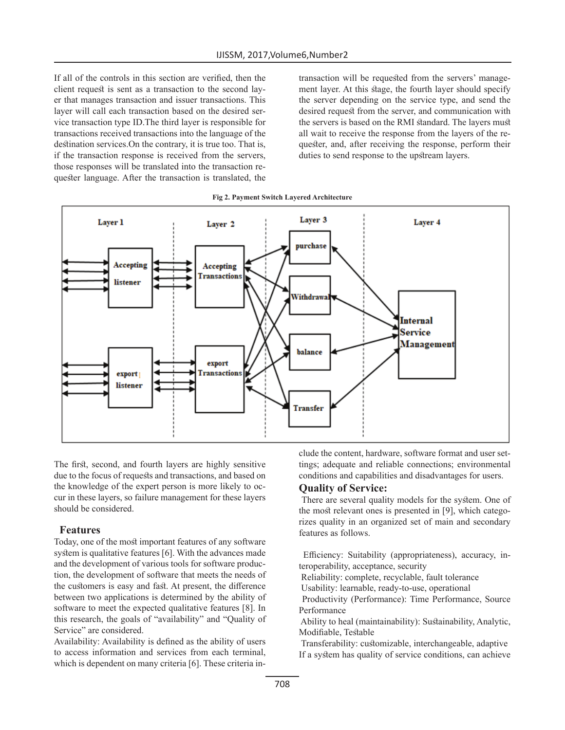If all of the controls in this section are verified, then the client request is sent as a transaction to the second layer that manages transaction and issuer transactions. This layer will call each transaction based on the desired service transaction type ID.The third layer is responsible for transactions received transactions into the language of the destination services.On the contrary, it is true too. That is, if the transaction response is received from the servers, those responses will be translated into the transaction requester language. After the transaction is translated, the transaction will be requested from the servers' management layer. At this stage, the fourth layer should specify the server depending on the service type, and send the desired request from the server, and communication with the servers is based on the RMI standard. The layers must all wait to receive the response from the layers of the requester, and, after receiving the response, perform their duties to send response to the upstream layers.

**Fig 2. Payment Switch Layered Architecture**

The first, second, and fourth layers are highly sensitive due to the focus of requests and transactions, and based on the knowledge of the expert person is more likely to occur in these layers, so failure management for these layers should be considered.

## Features

Today, one of the most important features of any software system is qualitative features [6]. With the advances made and the development of various tools for software production, the development of software that meets the needs of the customers is easy and fast. At present, the difference between two applications is determined by the ability of software to meet the expected qualitative features [8]. In this research, the goals of "availability" and "Quality of Service" are considered.

Availability: Availability is defined as the ability of users to access information and services from each terminal, which is dependent on many criteria [6]. These criteria include the content, hardware, software format and user settings; adequate and reliable connections; environmental conditions and capabilities and disadvantages for users.

## Quality of Service:

There are several quality models for the system. One of the most relevant ones is presented in [9], which categorizes quality in an organized set of main and secondary features as follows.

Efficiency: Suitability (appropriateness), accuracy, interoperability, acceptance, security

Reliability: complete, recyclable, fault tolerance

Usability: learnable, ready-to-use, operational

Productivity (Performance): Time Performance, Source Performance

Ability to heal (maintainability): Sustainability, Analytic, Modifiable, Testable

Transferability: customizable, interchangeable, adaptive

If a system has quality of service conditions, can achieve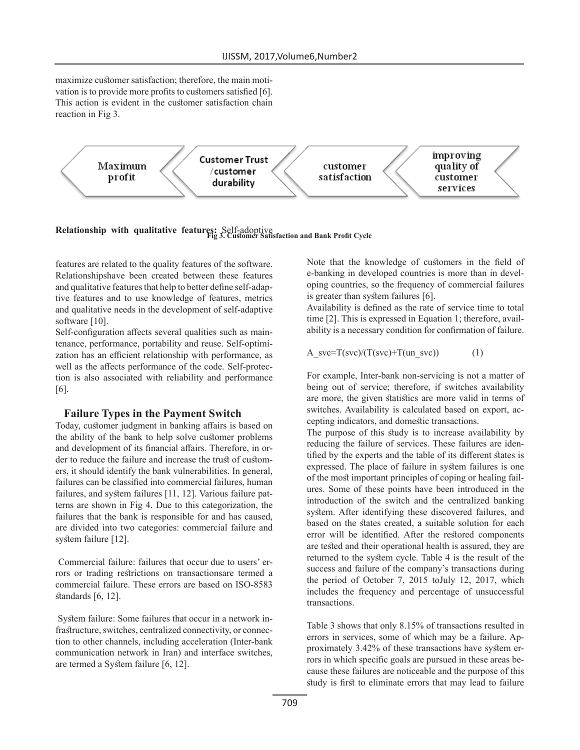maximize customer satisfaction; therefore, the main motivation is to provide more profits to customers satisfied [6]. This action is evident in the customer satisfaction chain reaction in Fig 3.

Maximum profit ‹ Customer Trust /customer durability ‹ customer satisfaction ‹ improving quality of customer services

**Fig 3. Customer Satisfaction and Bank Profit Cycle**

**Relationship with qualitative features:** Self-adoptive features are related to the quality features of the software. Relationshipshave been created between these features and qualitative features that help to better define self-adaptive features and to use knowledge of features, metrics and qualitative needs in the development of self-adaptive software [10].

Self-configuration affects several qualities such as maintenance, performance, portability and reuse. Self-optimization has an efficient relationship with performance, as well as the affects performance of the code. Self-protection is also associated with reliability and performance [6].

## Failure Types in the Payment Switch

Today, customer judgment in banking affairs is based on the ability of the bank to help solve customer problems and development of its financial affairs. Therefore, in order to reduce the failure and increase the trust of customers, it should identify the bank vulnerabilities. In general, failures can be classified into commercial failures, human failures, and system failures [11, 12]. Various failure patterns are shown in Fig 4. Due to this categorization, the failures that the bank is responsible for and has caused, are divided into two categories: commercial failure and system failure [12].

Commercial failure: failures that occur due to users' errors or trading restrictions on transactionsare termed a commercial failure. These errors are based on ISO-8583 standards [6, 12].

System failure: Some failures that occur in a network infrastructure, switches, centralized connectivity, or connection to other channels, including acceleration (Inter-bank communication network in Iran) and interface switches, are termed a System failure [6, 12].

Note that the knowledge of customers in the field of e-banking in developed countries is more than in developing countries, so the frequency of commercial failures is greater than system failures [6].

Availability is defined as the rate of service time to total time [2]. This is expressed in Equation 1; therefore, availability is a necessary condition for confirmation of failure.

$$A\_svc=T(svc)/(T(svc)+T(un\_svc)) \qquad (1)$$

For example, Inter-bank non-servicing is not a matter of being out of service; therefore, if switches availability are more, the given statistics are more valid in terms of switches. Availability is calculated based on export, accepting indicators, and domestic transactions.

The purpose of this study is to increase availability by reducing the failure of services. These failures are identified by the experts and the table of its different states is expressed. The place of failure in system failures is one of the most important principles of coping or healing failures. Some of these points have been introduced in the introduction of the switch and the centralized banking system. After identifying these discovered failures, and based on the states created, a suitable solution for each error will be identified. After the restored components are tested and their operational health is assured, they are returned to the system cycle. Table 4 is the result of the success and failure of the company's transactions during the period of October 7, 2015 toJuly 12, 2017, which includes the frequency and percentage of unsuccessful transactions.

Table 3 shows that only 8.15% of transactions resulted in errors in services, some of which may be a failure. Approximately 3.42% of these transactions have system errors in which specific goals are pursued in these areas because these failures are noticeable and the purpose of this study is first to eliminate errors that may lead to failure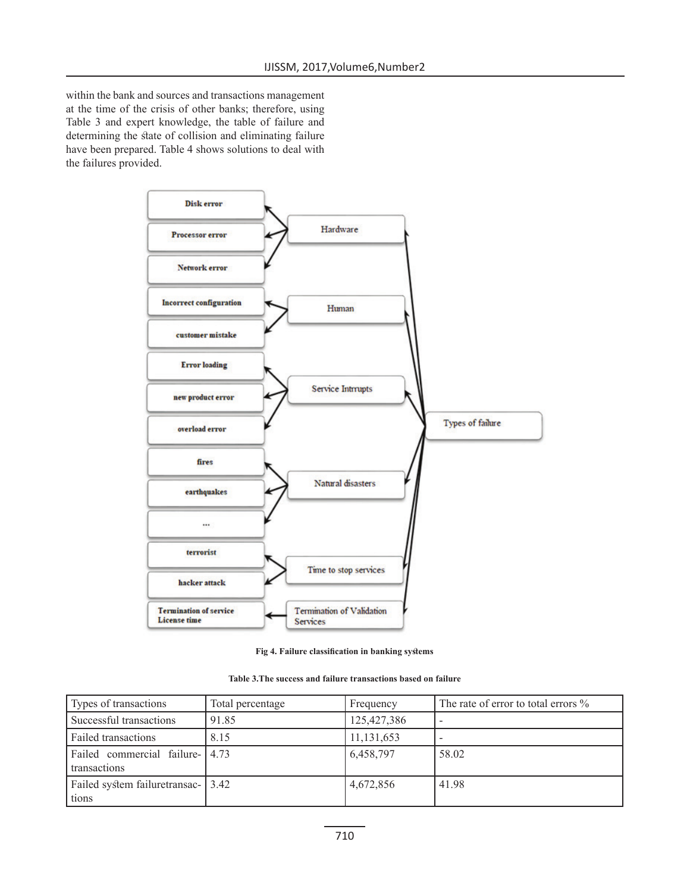within the bank and sources and transactions management at the time of the crisis of other banks; therefore, using Table 3 and expert knowledge, the table of failure and determining the state of collision and eliminating failure have been prepared. Table 4 shows solutions to deal with the failures provided.

Fig 4. Failure classification in banking systems

Table 3.The success and failure transactions based on failure

| Types of transactions | Total percentage | Frequency | The rate of error to total errors % |
|---|---|---|---|
| Successful transactions | 91.85 | 125,427,386 | - |
| Failed transactions | 8.15 | 11,131,653 | - |
| Failed commercial failure-transactions | 4.73 | 6,458,797 | 58.02 |
| Failed system failuretransactions | 3.42 | 4,672,856 | 41.98 |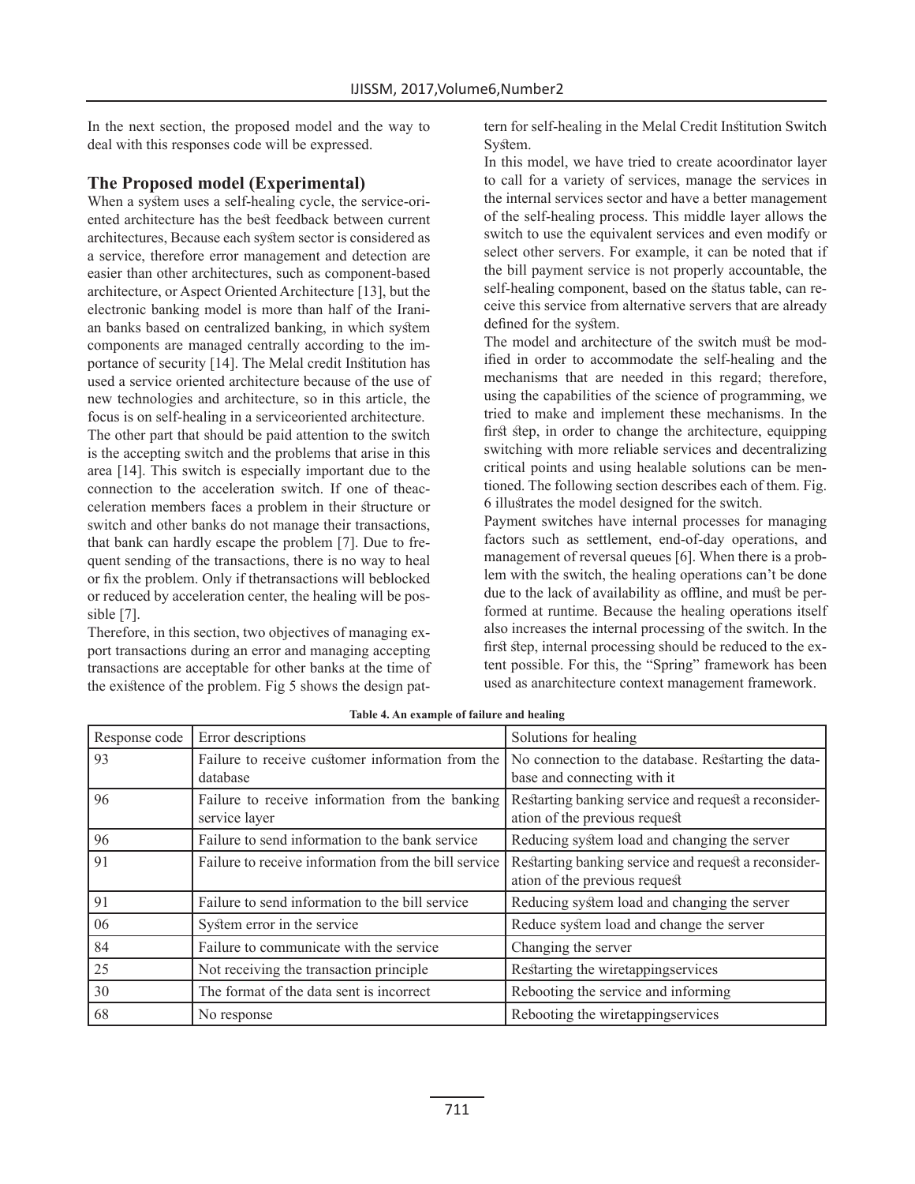In the next section, the proposed model and the way to deal with this responses code will be expressed.

## The Proposed model (Experimental)

When a system uses a self-healing cycle, the service-oriented architecture has the best feedback between current architectures, Because each system sector is considered as a service, therefore error management and detection are easier than other architectures, such as component-based architecture, or Aspect Oriented Architecture [13], but the electronic banking model is more than half of the Iranian banks based on centralized banking, in which system components are managed centrally according to the importance of security [14]. The Melal credit Institution has used a service oriented architecture because of the use of new technologies and architecture, so in this article, the focus is on self-healing in a serviceoriented architecture.

The other part that should be paid attention to the switch is the accepting switch and the problems that arise in this area [14]. This switch is especially important due to the connection to the acceleration switch. If one of theacceleration members faces a problem in their structure or switch and other banks do not manage their transactions, that bank can hardly escape the problem [7]. Due to frequent sending of the transactions, there is no way to heal or fix the problem. Only if thetransactions will beblocked or reduced by acceleration center, the healing will be possible [7].

Therefore, in this section, two objectives of managing export transactions during an error and managing accepting transactions are acceptable for other banks at the time of the existence of the problem. Fig 5 shows the design pattern for self-healing in the Melal Credit Institution Switch System.

In this model, we have tried to create acoordinator layer to call for a variety of services, manage the services in the internal services sector and have a better management of the self-healing process. This middle layer allows the switch to use the equivalent services and even modify or select other servers. For example, it can be noted that if the bill payment service is not properly accountable, the self-healing component, based on the status table, can receive this service from alternative servers that are already defined for the system.

The model and architecture of the switch must be modified in order to accommodate the self-healing and the mechanisms that are needed in this regard; therefore, using the capabilities of the science of programming, we tried to make and implement these mechanisms. In the first step, in order to change the architecture, equipping switching with more reliable services and decentralizing critical points and using healable solutions can be mentioned. The following section describes each of them. Fig. 6 illustrates the model designed for the switch.

Payment switches have internal processes for managing factors such as settlement, end-of-day operations, and management of reversal queues [6]. When there is a problem with the switch, the healing operations can't be done due to the lack of availability as offline, and must be performed at runtime. Because the healing operations itself also increases the internal processing of the switch. In the first step, internal processing should be reduced to the extent possible. For this, the "Spring" framework has been used as anarchitecture context management framework.

**Table 4. An example of failure and healing**

| Response code | Error descriptions | Solutions for healing |
|---|---|---|
| 93 | Failure to receive customer information from the database | No connection to the database. Restarting the database and connecting with it |
| 96 | Failure to receive information from the banking service layer | Restarting banking service and request a reconsideration of the previous request |
| 96 | Failure to send information to the bank service | Reducing system load and changing the server |
| 91 | Failure to receive information from the bill service | Restarting banking service and request a reconsideration of the previous request |
| 91 | Failure to send information to the bill service | Reducing system load and changing the server |
| 06 | System error in the service | Reduce system load and change the server |
| 84 | Failure to communicate with the service | Changing the server |
| 25 | Not receiving the transaction principle | Restarting the wiretappingservices |
| 30 | The format of the data sent is incorrect | Rebooting the service and informing |
| 68 | No response | Rebooting the wiretappingservices |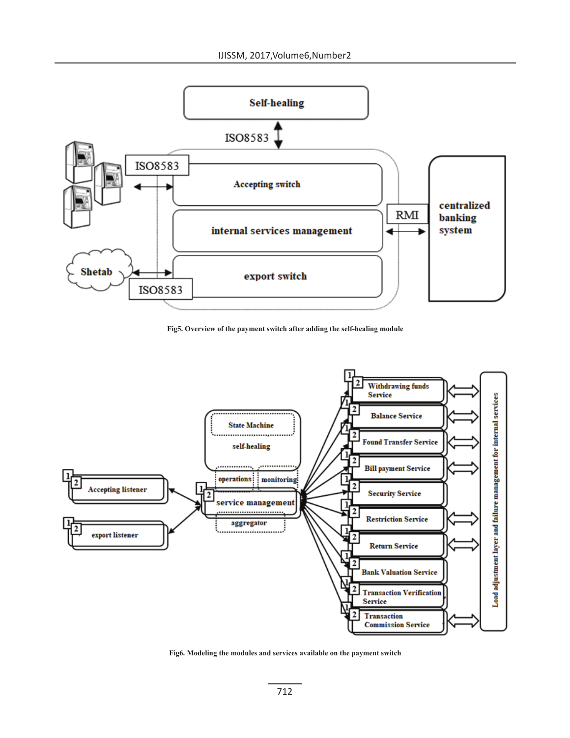Fig5. Overview of the payment switch after adding the self-healing module

Fig6. Modeling the modules and services available on the payment switch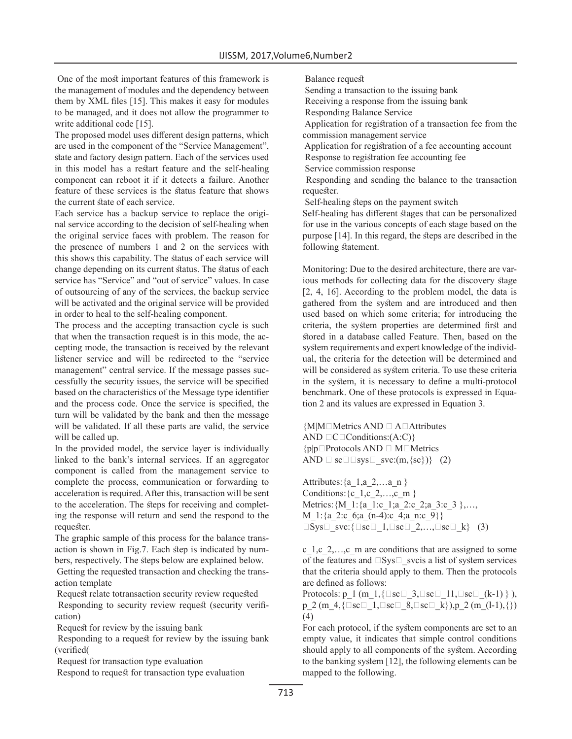One of the most important features of this framework is the management of modules and the dependency between them by XML files [15]. This makes it easy for modules to be managed, and it does not allow the programmer to write additional code [15].

The proposed model uses different design patterns, which are used in the component of the "Service Management", state and factory design pattern. Each of the services used in this model has a restart feature and the self-healing component can reboot it if it detects a failure. Another feature of these services is the status feature that shows the current state of each service.

Each service has a backup service to replace the original service according to the decision of self-healing when the original service faces with problem. The reason for the presence of numbers 1 and 2 on the services with this shows this capability. The status of each service will change depending on its current status. The status of each service has "Service" and "out of service" values. In case of outsourcing of any of the services, the backup service will be activated and the original service will be provided in order to heal to the self-healing component.

The process and the accepting transaction cycle is such that when the transaction request is in this mode, the accepting mode, the transaction is received by the relevant listener service and will be redirected to the "service management" central service. If the message passes successfully the security issues, the service will be specified based on the characteristics of the Message type identifier and the process code. Once the service is specified, the turn will be validated by the bank and then the message will be validated. If all these parts are valid, the service will be called up.

In the provided model, the service layer is individually linked to the bank's internal services. If an aggregator component is called from the management service to complete the process, communication or forwarding to acceleration is required. After this, transaction will be sent to the acceleration. The steps for receiving and completing the response will return and send the respond to the requester.

The graphic sample of this process for the balance transaction is shown in Fig.7. Each step is indicated by numbers, respectively. The steps below are explained below.

Getting the requested transaction and checking the transaction template

Request relate totransaction security review requested

Responding to security review request (security verification)

Request for review by the issuing bank

Responding to a request for review by the issuing bank (verified(

Request for transaction type evaluation

Respond to request for transaction type evaluation

Balance request

Sending a transaction to the issuing bank

Receiving a response from the issuing bank

Responding Balance Service

Application for registration of a transaction fee from the commission management service

Application for registration of a fee accounting account

Response to registration fee accounting fee

Service commission response

Responding and sending the balance to the transaction requester.

Self-healing steps on the payment switch

Self-healing has different stages that can be personalized for use in the various concepts of each stage based on the purpose [14]. In this regard, the steps are described in the following statement.

Monitoring: Due to the desired architecture, there are various methods for collecting data for the discovery stage [2, 4, 16]. According to the problem model, the data is gathered from the system and are introduced and then used based on which some criteria; for introducing the criteria, the system properties are determined first and stored in a database called Feature. Then, based on the system requirements and expert knowledge of the individual, the criteria for the detection will be determined and will be considered as system criteria. To use these criteria in the system, it is necessary to define a multi-protocol benchmark. One of these protocols is expressed in Equation 2 and its values are expressed in Equation 3.

$$\{M \mid M \in \text{Metrics AND } \forall A \in \text{Attributes AND } \exists C \in \text{Conditions}:(A:C)\}$$
$$\{p \mid p \in \text{Protocols AND } \exists M \in \text{Metrics AND } \forall sc \in sys\_svc:(m,\{sc\})\} \quad (2)$$

$$\text{Attributes}:\{a_1,a_2,\ldots a_n\}$$
$$\text{Conditions}:\{c_1,c_2,\ldots,c_m\}$$
$$\text{Metrics}:\{M_1:\{a_1:c_1;a_2:c_2;a_3:c_3\},\ldots, M_1:\{a_2:c_6;a_{(n-4)}:c_4;a_n:c_9\}\}$$
$$Sys\_svc:\{sc_1,sc_2,\ldots,sc_k\} \quad (3)$$

$c_1,c_2,\ldots,c_m$ are conditions that are assigned to some of the features and $Sys\_svc$ is a list of system services that the criteria should apply to them. Then the protocols are defined as follows:

$$\text{Protocols}: p_1(m_1,\{sc_3,sc_{11},sc_{(k-1)}\}),\ p_2(m_4,\{sc_1,sc_8,sc_k\}),\ p_2(m_{(l-1)},\{\}) \quad (4)$$

For each protocol, if the system components are set to an empty value, it indicates that simple control conditions should apply to all components of the system. According to the banking system [12], the following elements can be mapped to the following.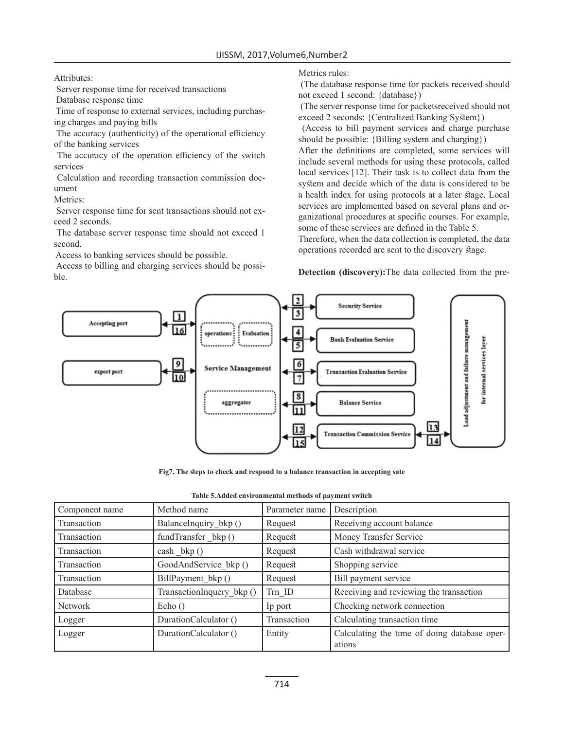Attributes:

Server response time for received transactions

Database response time

Time of response to external services, including purchasing charges and paying bills

The accuracy (authenticity) of the operational efficiency of the banking services

The accuracy of the operation efficiency of the switch services

Calculation and recording transaction commission document

Metrics:

Server response time for sent transactions should not exceed 2 seconds.

The database server response time should not exceed 1 second.

Access to banking services should be possible.

Access to billing and charging services should be possible.

Metrics rules:

(The database response time for packets received should not exceed 1 second: {database})

(The server response time for packetsreceived should not exceed 2 seconds: {Centralized Banking System})

(Access to bill payment services and charge purchase should be possible: {Billing system and charging})

After the definitions are completed, some services will include several methods for using these protocols, called local services [12]. Their task is to collect data from the system and decide which of the data is considered to be a health index for using protocols at a later stage. Local services are implemented based on several plans and organizational procedures at specific courses. For example, some of these services are defined in the Table 5.

Therefore, when the data collection is completed, the data operations recorded are sent to the discovery stage.

**Detection (discovery):**The data collected from the pre-

Fig7. The steps to check and respond to a balance transaction in accepting sate

Table 5.Added environmental methods of payment switch

| Component name | Method name | Parameter name | Description |
| --- | --- | --- | --- |
| Transaction | BalanceInquiry_bkp () | Request | Receiving account balance |
| Transaction | fundTransfer _bkp () | Request | Money Transfer Service |
| Transaction | cash _bkp () | Request | Cash withdrawal service |
| Transaction | GoodAndService_bkp () | Request | Shopping service |
| Transaction | BillPayment_bkp () | Request | Bill payment service |
| Database | TransactionInquery_bkp () | Trn_ID | Receiving and reviewing the transaction |
| Network | Echo () | Ip port | Checking network connection |
| Logger | DurationCalculator () | Transaction | Calculating transaction time |
| Logger | DurationCalculator () | Entity | Calculating the time of doing database operations |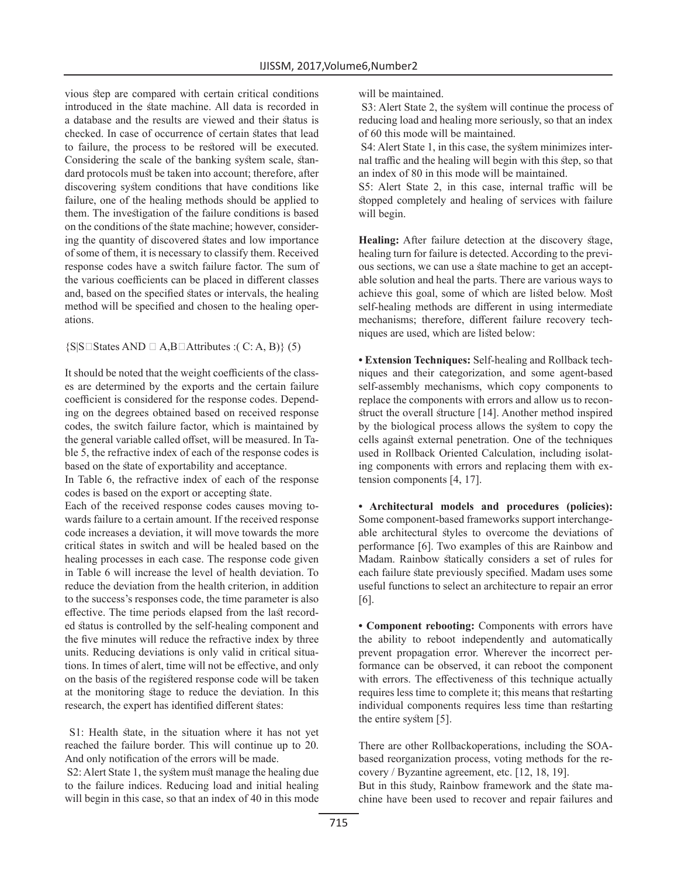vious step are compared with certain critical conditions introduced in the state machine. All data is recorded in a database and the results are viewed and their status is checked. In case of occurrence of certain states that lead to failure, the process to be restored will be executed. Considering the scale of the banking system scale, standard protocols must be taken into account; therefore, after discovering system conditions that have conditions like failure, one of the healing methods should be applied to them. The investigation of the failure conditions is based on the conditions of the state machine; however, considering the quantity of discovered states and low importance of some of them, it is necessary to classify them. Received response codes have a switch failure factor. The sum of the various coefficients can be placed in different classes and, based on the specified states or intervals, the healing method will be specified and chosen to the healing operations.

{S|S□States AND □ A,B□Attributes :( C: A, B)} (5)

It should be noted that the weight coefficients of the classes are determined by the exports and the certain failure coefficient is considered for the response codes. Depending on the degrees obtained based on received response codes, the switch failure factor, which is maintained by the general variable called offset, will be measured. In Table 5, the refractive index of each of the response codes is based on the state of exportability and acceptance.

In Table 6, the refractive index of each of the response codes is based on the export or accepting state.

Each of the received response codes causes moving towards failure to a certain amount. If the received response code increases a deviation, it will move towards the more critical states in switch and will be healed based on the healing processes in each case. The response code given in Table 6 will increase the level of health deviation. To reduce the deviation from the health criterion, in addition to the success's responses code, the time parameter is also effective. The time periods elapsed from the last recorded status is controlled by the self-healing component and the five minutes will reduce the refractive index by three units. Reducing deviations is only valid in critical situations. In times of alert, time will not be effective, and only on the basis of the registered response code will be taken at the monitoring stage to reduce the deviation. In this research, the expert has identified different states:

S1: Health state, in the situation where it has not yet reached the failure border. This will continue up to 20. And only notification of the errors will be made.

S2: Alert State 1, the system must manage the healing due to the failure indices. Reducing load and initial healing will begin in this case, so that an index of 40 in this mode will be maintained.

S3: Alert State 2, the system will continue the process of reducing load and healing more seriously, so that an index of 60 this mode will be maintained.

S4: Alert State 1, in this case, the system minimizes internal traffic and the healing will begin with this step, so that an index of 80 in this mode will be maintained.

S5: Alert State 2, in this case, internal traffic will be stopped completely and healing of services with failure will begin.

**Healing:** After failure detection at the discovery stage, healing turn for failure is detected. According to the previous sections, we can use a state machine to get an acceptable solution and heal the parts. There are various ways to achieve this goal, some of which are listed below. Most self-healing methods are different in using intermediate mechanisms; therefore, different failure recovery techniques are used, which are listed below:

**• Extension Techniques:** Self-healing and Rollback techniques and their categorization, and some agent-based self-assembly mechanisms, which copy components to replace the components with errors and allow us to reconstruct the overall structure [14]. Another method inspired by the biological process allows the system to copy the cells against external penetration. One of the techniques used in Rollback Oriented Calculation, including isolating components with errors and replacing them with extension components [4, 17].

**• Architectural models and procedures (policies):** Some component-based frameworks support interchangeable architectural styles to overcome the deviations of performance [6]. Two examples of this are Rainbow and Madam. Rainbow statically considers a set of rules for each failure state previously specified. Madam uses some useful functions to select an architecture to repair an error [6].

**• Component rebooting:** Components with errors have the ability to reboot independently and automatically prevent propagation error. Wherever the incorrect performance can be observed, it can reboot the component with errors. The effectiveness of this technique actually requires less time to complete it; this means that restarting individual components requires less time than restarting the entire system [5].

There are other Rollbackoperations, including the SOA-based reorganization process, voting methods for the recovery / Byzantine agreement, etc. [12, 18, 19].

But in this study, Rainbow framework and the state machine have been used to recover and repair failures and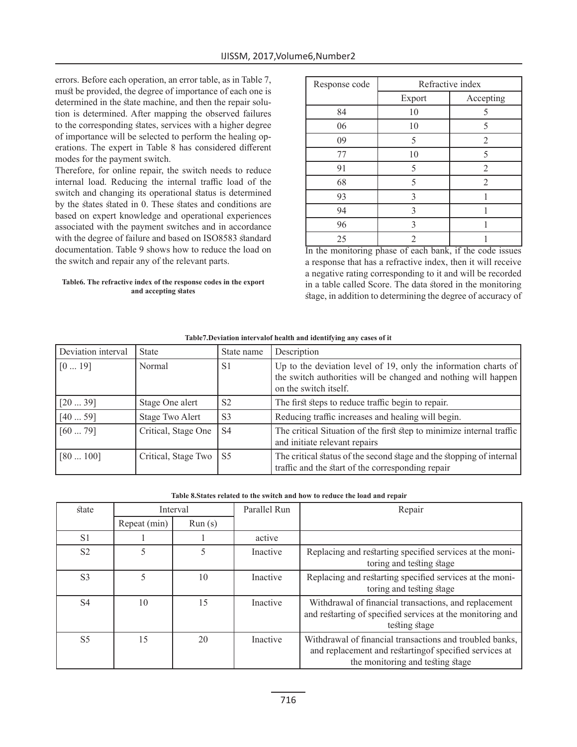errors. Before each operation, an error table, as in Table 7, must be provided, the degree of importance of each one is determined in the state machine, and then the repair solution is determined. After mapping the observed failures to the corresponding states, services with a higher degree of importance will be selected to perform the healing operations. The expert in Table 8 has considered different modes for the payment switch.

Therefore, for online repair, the switch needs to reduce internal load. Reducing the internal traffic load of the switch and changing its operational status is determined by the states stated in 0. These states and conditions are based on expert knowledge and operational experiences associated with the payment switches and in accordance with the degree of failure and based on ISO8583 standard documentation. Table 9 shows how to reduce the load on the switch and repair any of the relevant parts.

**Table6. The refractive index of the response codes in the export and accepting states**

| Response code | Refractive index | |
|---|---|---|
| | Export | Accepting |
| 84 | 10 | 5 |
| 06 | 10 | 5 |
| 09 | 5 | 2 |
| 77 | 10 | 5 |
| 91 | 5 | 2 |
| 68 | 5 | 2 |
| 93 | 3 | 1 |
| 94 | 3 | 1 |
| 96 | 3 | 1 |
| 25 | 2 | 1 |

In the monitoring phase of each bank, if the code issues a response that has a refractive index, then it will receive a negative rating corresponding to it and will be recorded in a table called Score. The data stored in the monitoring stage, in addition to determining the degree of accuracy of

**Table7.Deviation intervalof health and identifying any cases of it**

| Deviation interval | State | State name | Description |
|---|---|---|---|
| [0 ... 19] | Normal | S1 | Up to the deviation level of 19, only the information charts of the switch authorities will be changed and nothing will happen on the switch itself. |
| [20 ... 39] | Stage One alert | S2 | The first steps to reduce traffic begin to repair. |
| [40 ... 59] | Stage Two Alert | S3 | Reducing traffic increases and healing will begin. |
| [60 ... 79] | Critical, Stage One | S4 | The critical Situation of the first step to minimize internal traffic and initiate relevant repairs |
| [80 ... 100] | Critical, Stage Two | S5 | The critical status of the second stage and the stopping of internal traffic and the start of the corresponding repair |

**Table 8.States related to the switch and how to reduce the load and repair**

| state | Interval | | Parallel Run | Repair |
|---|---|---|---|---|
| | Repeat (min) | Run (s) | | |
| S1 | 1 | 1 | active | |
| S2 | 5 | 5 | Inactive | Replacing and restarting specified services at the monitoring and testing stage |
| S3 | 5 | 10 | Inactive | Replacing and restarting specified services at the monitoring and testing stage |
| S4 | 10 | 15 | Inactive | Withdrawal of financial transactions, and replacement and restarting of specified services at the monitoring and testing stage |
| S5 | 15 | 20 | Inactive | Withdrawal of financial transactions and troubled banks, and replacement and restartingof specified services at the monitoring and testing stage |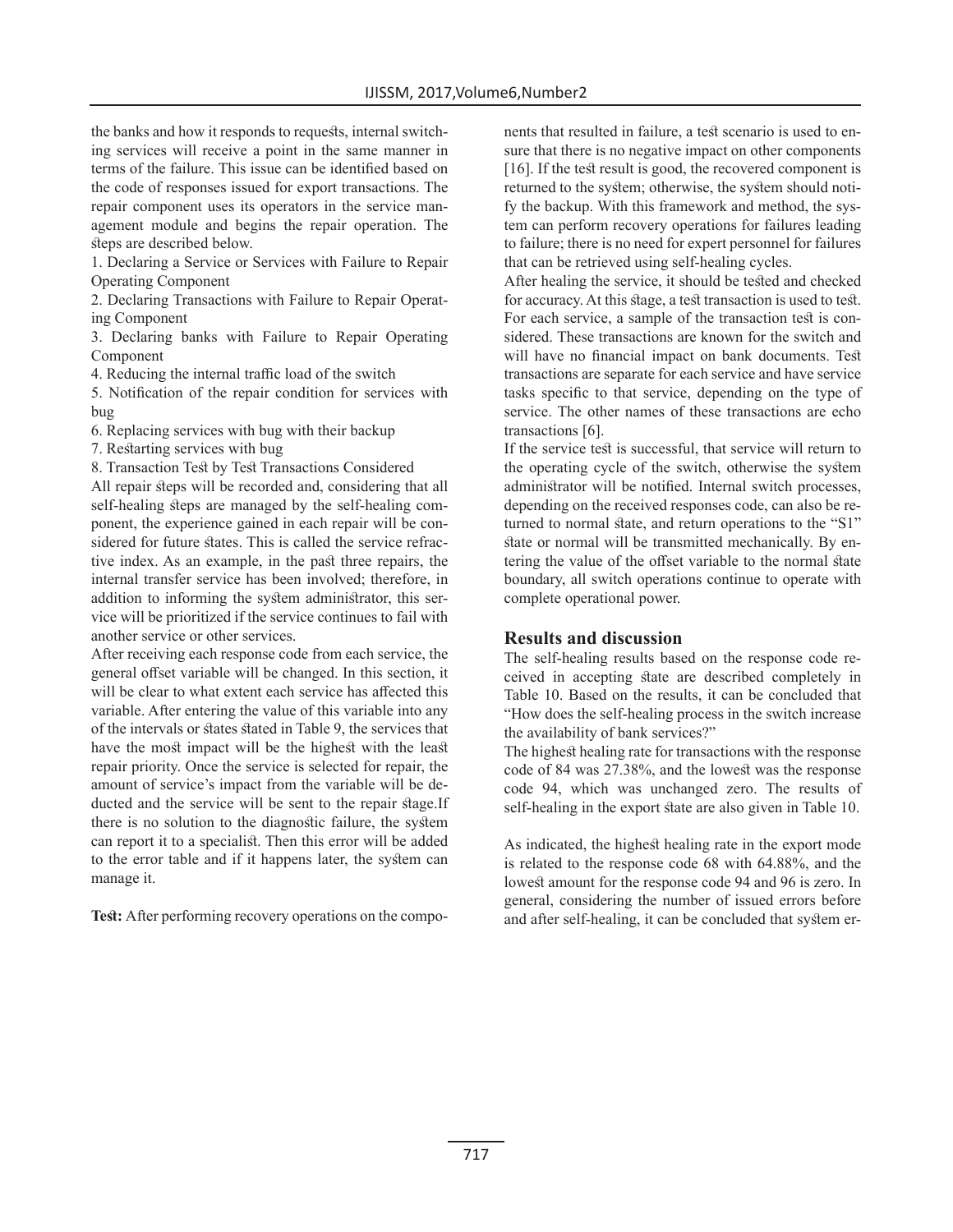the banks and how it responds to requests, internal switching services will receive a point in the same manner in terms of the failure. This issue can be identified based on the code of responses issued for export transactions. The repair component uses its operators in the service management module and begins the repair operation. The steps are described below.

1. Declaring a Service or Services with Failure to Repair Operating Component
2. Declaring Transactions with Failure to Repair Operating Component
3. Declaring banks with Failure to Repair Operating Component
4. Reducing the internal traffic load of the switch
5. Notification of the repair condition for services with bug
6. Replacing services with bug with their backup
7. Restarting services with bug
8. Transaction Test by Test Transactions Considered

All repair steps will be recorded and, considering that all self-healing steps are managed by the self-healing component, the experience gained in each repair will be considered for future states. This is called the service refractive index. As an example, in the past three repairs, the internal transfer service has been involved; therefore, in addition to informing the system administrator, this service will be prioritized if the service continues to fail with another service or other services.

After receiving each response code from each service, the general offset variable will be changed. In this section, it will be clear to what extent each service has affected this variable. After entering the value of this variable into any of the intervals or states stated in Table 9, the services that have the most impact will be the highest with the least repair priority. Once the service is selected for repair, the amount of service's impact from the variable will be deducted and the service will be sent to the repair stage.If there is no solution to the diagnostic failure, the system can report it to a specialist. Then this error will be added to the error table and if it happens later, the system can manage it.

**Test:** After performing recovery operations on the components that resulted in failure, a test scenario is used to ensure that there is no negative impact on other components [16]. If the test result is good, the recovered component is returned to the system; otherwise, the system should notify the backup. With this framework and method, the system can perform recovery operations for failures leading to failure; there is no need for expert personnel for failures that can be retrieved using self-healing cycles.

After healing the service, it should be tested and checked for accuracy. At this stage, a test transaction is used to test. For each service, a sample of the transaction test is considered. These transactions are known for the switch and will have no financial impact on bank documents. Test transactions are separate for each service and have service tasks specific to that service, depending on the type of service. The other names of these transactions are echo transactions [6].

If the service test is successful, that service will return to the operating cycle of the switch, otherwise the system administrator will be notified. Internal switch processes, depending on the received responses code, can also be returned to normal state, and return operations to the "S1" state or normal will be transmitted mechanically. By entering the value of the offset variable to the normal state boundary, all switch operations continue to operate with complete operational power.

## Results and discussion

The self-healing results based on the response code received in accepting state are described completely in Table 10. Based on the results, it can be concluded that "How does the self-healing process in the switch increase the availability of bank services?"

The highest healing rate for transactions with the response code of 84 was 27.38%, and the lowest was the response code 94, which was unchanged zero. The results of self-healing in the export state are also given in Table 10.

As indicated, the highest healing rate in the export mode is related to the response code 68 with 64.88%, and the lowest amount for the response code 94 and 96 is zero. In general, considering the number of issued errors before and after self-healing, it can be concluded that system er-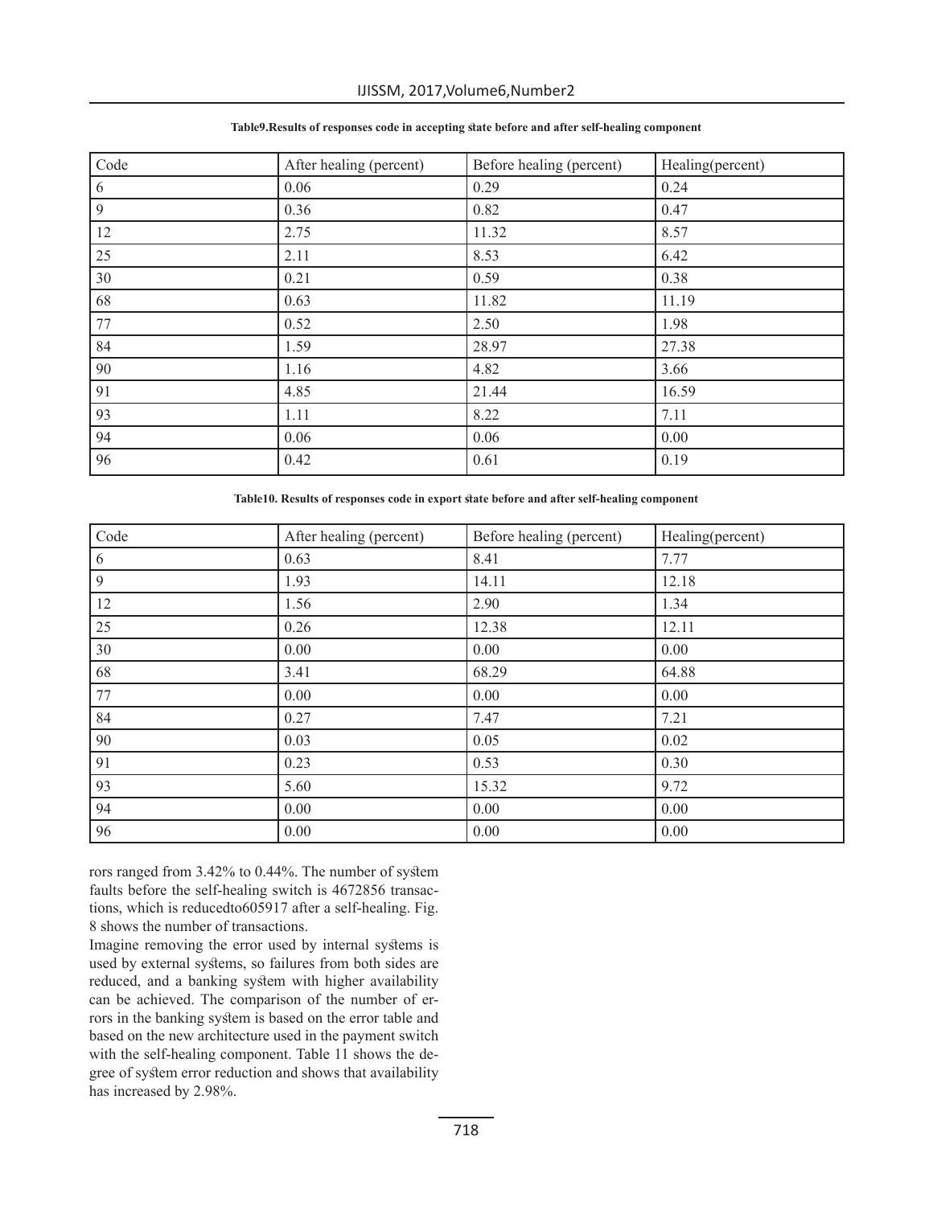**Table9.Results of responses code in accepting state before and after self-healing component**

| Code | After healing (percent) | Before healing (percent) | Healing(percent) |
|---|---|---|---|
| 6 | 0.06 | 0.29 | 0.24 |
| 9 | 0.36 | 0.82 | 0.47 |
| 12 | 2.75 | 11.32 | 8.57 |
| 25 | 2.11 | 8.53 | 6.42 |
| 30 | 0.21 | 0.59 | 0.38 |
| 68 | 0.63 | 11.82 | 11.19 |
| 77 | 0.52 | 2.50 | 1.98 |
| 84 | 1.59 | 28.97 | 27.38 |
| 90 | 1.16 | 4.82 | 3.66 |
| 91 | 4.85 | 21.44 | 16.59 |
| 93 | 1.11 | 8.22 | 7.11 |
| 94 | 0.06 | 0.06 | 0.00 |
| 96 | 0.42 | 0.61 | 0.19 |

**Table10. Results of responses code in export state before and after self-healing component**

| Code | After healing (percent) | Before healing (percent) | Healing(percent) |
|---|---|---|---|
| 6 | 0.63 | 8.41 | 7.77 |
| 9 | 1.93 | 14.11 | 12.18 |
| 12 | 1.56 | 2.90 | 1.34 |
| 25 | 0.26 | 12.38 | 12.11 |
| 30 | 0.00 | 0.00 | 0.00 |
| 68 | 3.41 | 68.29 | 64.88 |
| 77 | 0.00 | 0.00 | 0.00 |
| 84 | 0.27 | 7.47 | 7.21 |
| 90 | 0.03 | 0.05 | 0.02 |
| 91 | 0.23 | 0.53 | 0.30 |
| 93 | 5.60 | 15.32 | 9.72 |
| 94 | 0.00 | 0.00 | 0.00 |
| 96 | 0.00 | 0.00 | 0.00 |

rors ranged from 3.42% to 0.44%. The number of system faults before the self-healing switch is 4672856 transactions, which is reducedto605917 after a self-healing. Fig. 8 shows the number of transactions.

Imagine removing the error used by internal systems is used by external systems, so failures from both sides are reduced, and a banking system with higher availability can be achieved. The comparison of the number of errors in the banking system is based on the error table and based on the new architecture used in the payment switch with the self-healing component. Table 11 shows the degree of system error reduction and shows that availability has increased by 2.98%.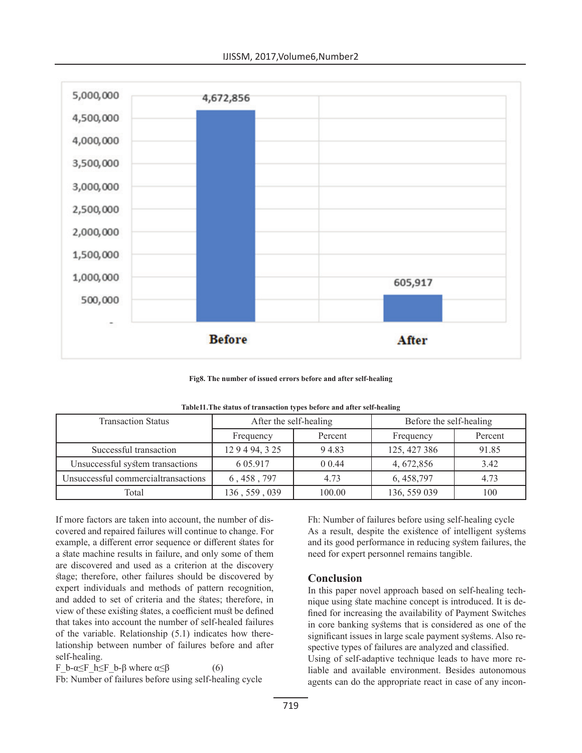Fig8. The number of issued errors before and after self-healing

Table11.The status of transaction types before and after self-healing

| Transaction Status | After the self-healing | | Before the self-healing | |
|---|---|---|---|---|
| | Frequency | Percent | Frequency | Percent |
| Successful transaction | 12 9 4 94, 3 25 | 9 4.83 | 125, 427 386 | 91.85 |
| Unsuccessful system transactions | 6 05.917 | 0 0.44 | 4, 672,856 | 3.42 |
| Unsuccessful commercialtransactions | 6 , 458 , 797 | 4.73 | 6, 458,797 | 4.73 |
| Total | 136 , 559 , 039 | 100.00 | 136, 559 039 | 100 |

If more factors are taken into account, the number of discovered and repaired failures will continue to change. For example, a different error sequence or different states for a state machine results in failure, and only some of them are discovered and used as a criterion at the discovery stage; therefore, other failures should be discovered by expert individuals and methods of pattern recognition, and added to set of criteria and the states; therefore, in view of these existing states, a coefficient must be defined that takes into account the number of self-healed failures of the variable. Relationship (5.1) indicates how therelationship between number of failures before and after self-healing.

$F_b-\alpha \le F_h \le F_b-\beta$ where $\alpha \le \beta$ (6)

Fb: Number of failures before using self-healing cycle

Fh: Number of failures before using self-healing cycle

As a result, despite the existence of intelligent systems and its good performance in reducing system failures, the need for expert personnel remains tangible.

## Conclusion

In this paper novel approach based on self-healing technique using state machine concept is introduced. It is defined for increasing the availability of Payment Switches in core banking systems that is considered as one of the significant issues in large scale payment systems. Also respective types of failures are analyzed and classified.

Using of self-adaptive technique leads to have more reliable and available environment. Besides autonomous agents can do the appropriate react in case of any incon-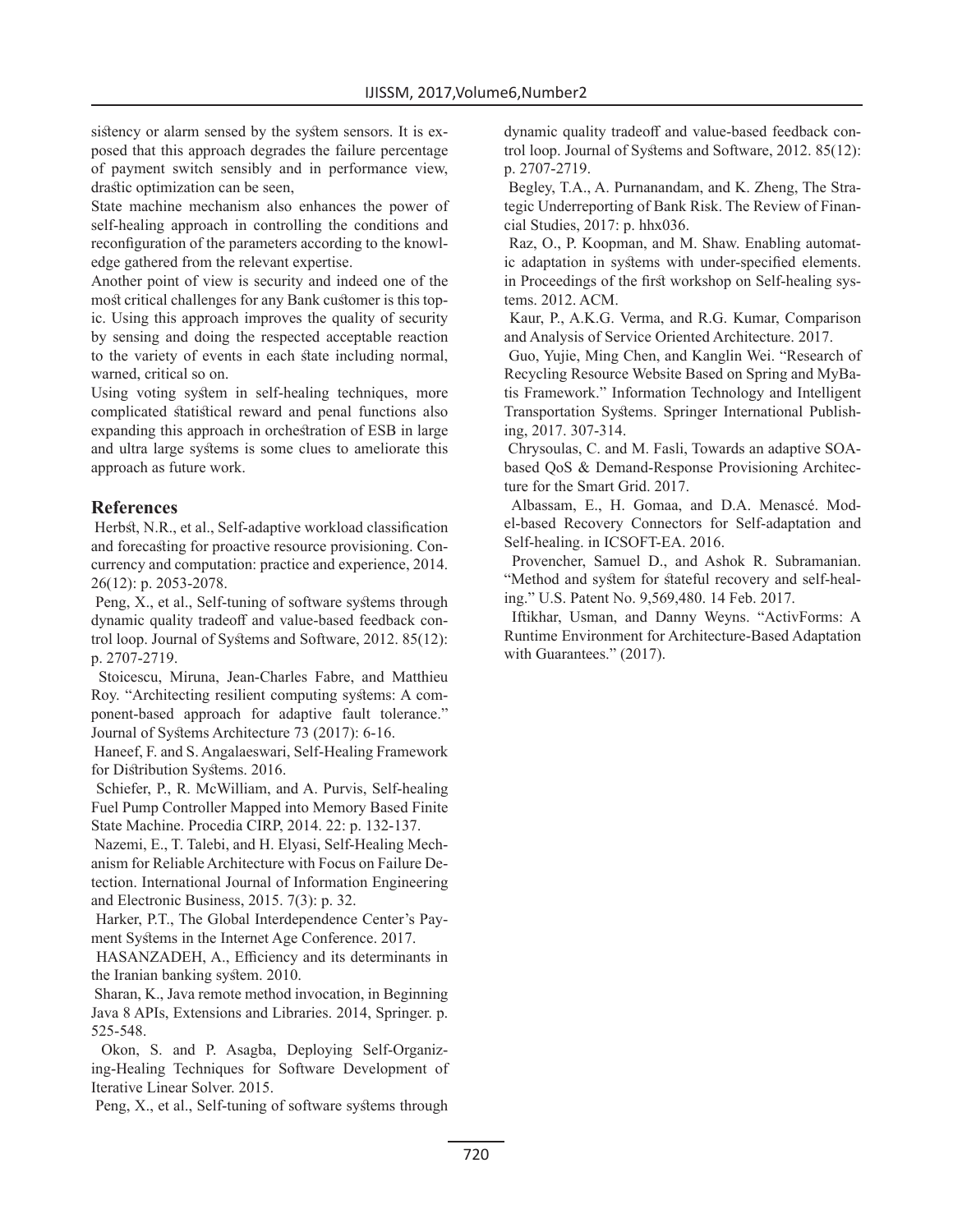sistency or alarm sensed by the system sensors. It is exposed that this approach degrades the failure percentage of payment switch sensibly and in performance view, drastic optimization can be seen,

State machine mechanism also enhances the power of self-healing approach in controlling the conditions and reconfiguration of the parameters according to the knowledge gathered from the relevant expertise.

Another point of view is security and indeed one of the most critical challenges for any Bank customer is this topic. Using this approach improves the quality of security by sensing and doing the respected acceptable reaction to the variety of events in each state including normal, warned, critical so on.

Using voting system in self-healing techniques, more complicated statistical reward and penal functions also expanding this approach in orchestration of ESB in large and ultra large systems is some clues to ameliorate this approach as future work.

## References

Herbst, N.R., et al., Self-adaptive workload classification and forecasting for proactive resource provisioning. Concurrency and computation: practice and experience, 2014. 26(12): p. 2053-2078.

Peng, X., et al., Self-tuning of software systems through dynamic quality tradeoff and value-based feedback control loop. Journal of Systems and Software, 2012. 85(12): p. 2707-2719.

Stoicescu, Miruna, Jean-Charles Fabre, and Matthieu Roy. "Architecting resilient computing systems: A component-based approach for adaptive fault tolerance." Journal of Systems Architecture 73 (2017): 6-16.

Haneef, F. and S. Angalaeswari, Self-Healing Framework for Distribution Systems. 2016.

Schiefer, P., R. McWilliam, and A. Purvis, Self-healing Fuel Pump Controller Mapped into Memory Based Finite State Machine. Procedia CIRP, 2014. 22: p. 132-137.

Nazemi, E., T. Talebi, and H. Elyasi, Self-Healing Mechanism for Reliable Architecture with Focus on Failure Detection. International Journal of Information Engineering and Electronic Business, 2015. 7(3): p. 32.

Harker, P.T., The Global Interdependence Center's Payment Systems in the Internet Age Conference. 2017.

HASANZADEH, A., Efficiency and its determinants in the Iranian banking system. 2010.

Sharan, K., Java remote method invocation, in Beginning Java 8 APIs, Extensions and Libraries. 2014, Springer. p. 525-548.

Okon, S. and P. Asagba, Deploying Self-Organizing-Healing Techniques for Software Development of Iterative Linear Solver. 2015.

Peng, X., et al., Self-tuning of software systems through dynamic quality tradeoff and value-based feedback control loop. Journal of Systems and Software, 2012. 85(12): p. 2707-2719.

Begley, T.A., A. Purnanandam, and K. Zheng, The Strategic Underreporting of Bank Risk. The Review of Financial Studies, 2017: p. hhx036.

Raz, O., P. Koopman, and M. Shaw. Enabling automatic adaptation in systems with under-specified elements. in Proceedings of the first workshop on Self-healing systems. 2012. ACM.

Kaur, P., A.K.G. Verma, and R.G. Kumar, Comparison and Analysis of Service Oriented Architecture. 2017.

Guo, Yujie, Ming Chen, and Kanglin Wei. "Research of Recycling Resource Website Based on Spring and MyBatis Framework." Information Technology and Intelligent Transportation Systems. Springer International Publishing, 2017. 307-314.

Chrysoulas, C. and M. Fasli, Towards an adaptive SOA-based QoS & Demand-Response Provisioning Architecture for the Smart Grid. 2017.

Albassam, E., H. Gomaa, and D.A. Menascé. Model-based Recovery Connectors for Self-adaptation and Self-healing. in ICSOFT-EA. 2016.

Provencher, Samuel D., and Ashok R. Subramanian. "Method and system for stateful recovery and self-healing." U.S. Patent No. 9,569,480. 14 Feb. 2017.

Iftikhar, Usman, and Danny Weyns. "ActivForms: A Runtime Environment for Architecture-Based Adaptation with Guarantees." (2017).